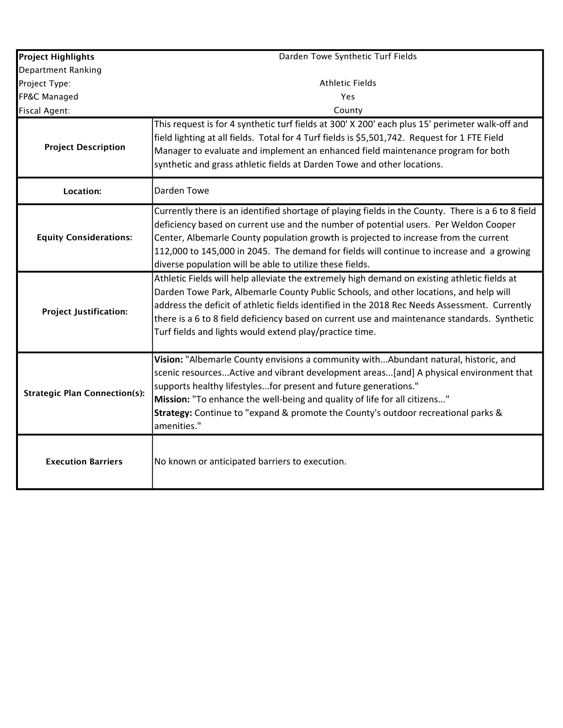| Project Highlights | Darden Towe Synthetic Turf Fields |
|---|---|
| Department Ranking | |
| Project Type: | Athletic Fields |
| FP&C Managed | Yes |
| Fiscal Agent: | County |
| **Project Description** | This request is for 4 synthetic turf fields at 300' X 200' each plus 15' perimeter walk-off and field lighting at all fields. Total for 4 Turf fields is $5,501,742. Request for 1 FTE Field Manager to evaluate and implement an enhanced field maintenance program for both synthetic and grass athletic fields at Darden Towe and other locations. |
| **Location:** | Darden Towe |
| **Equity Considerations:** | Currently there is an identified shortage of playing fields in the County. There is a 6 to 8 field deficiency based on current use and the number of potential users. Per Weldon Cooper Center, Albemarle County population growth is projected to increase from the current 112,000 to 145,000 in 2045. The demand for fields will continue to increase and a growing diverse population will be able to utilize these fields. |
| **Project Justification:** | Athletic Fields will help alleviate the extremely high demand on existing athletic fields at Darden Towe Park, Albemarle County Public Schools, and other locations, and help will address the deficit of athletic fields identified in the 2018 Rec Needs Assessment. Currently there is a 6 to 8 field deficiency based on current use and maintenance standards. Synthetic Turf fields and lights would extend play/practice time. |
| **Strategic Plan Connection(s):** | **Vision:** "Albemarle County envisions a community with...Abundant natural, historic, and scenic resources...Active and vibrant development areas...[and] A physical environment that supports healthy lifestyles...for present and future generations." **Mission:** "To enhance the well-being and quality of life for all citizens..." **Strategy:** Continue to "expand & promote the County's outdoor recreational parks & amenities." |
| **Execution Barriers** | No known or anticipated barriers to execution. |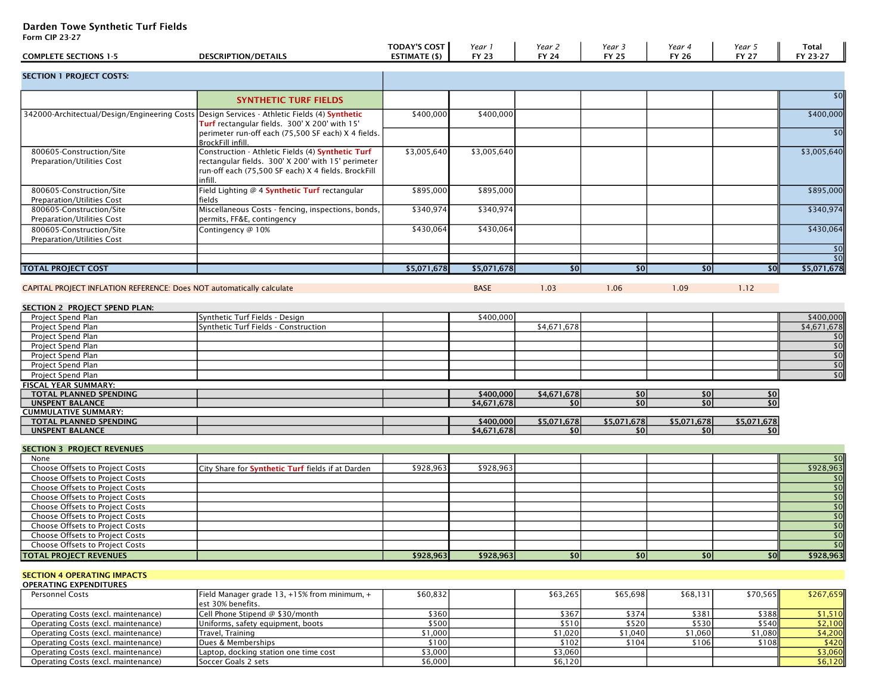# Darden Towe Synthetic Turf Fields

Form CIP 23-27

| COMPLETE SECTIONS 1-5 | DESCRIPTION/DETAILS | TODAY'S COST ESTIMATE ($) | *Year 1* FY 23 | *Year 2* FY 24 | *Year 3* FY 25 | *Year 4* FY 26 | *Year 5* FY 27 | Total FY 23-27 |
|---|---|---|---|---|---|---|---|---|
| **SECTION 1 PROJECT COSTS:** | | | | | | | | |
| | **SYNTHETIC TURF FIELDS** | | | | | | | $0 |
| 342000-Architectual/Design/Engineering Costs | Design Services - Athletic Fields (4) Synthetic Turf rectangular fields. 300' X 200' with 15' perimeter run-off each (75,500 SF each) X 4 fields. BrockFill infill. | $400,000 | $400,000 | | | | | $400,000 |
| | | | | | | | | $0 |
| 800605-Construction/Site Preparation/Utilities Cost | Construction - Athletic Fields (4) Synthetic Turf rectangular fields. 300' X 200' with 15' perimeter run-off each (75,500 SF each) X 4 fields. BrockFill infill. | $3,005,640 | $3,005,640 | | | | | $3,005,640 |
| 800605-Construction/Site Preparation/Utilities Cost | Field Lighting @ 4 Synthetic Turf rectangular fields | $895,000 | $895,000 | | | | | $895,000 |
| 800605-Construction/Site Preparation/Utilities Cost | Miscellaneous Costs - fencing, inspections, bonds, permits, FF&E, contingency | $340,974 | $340,974 | | | | | $340,974 |
| 800605-Construction/Site Preparation/Utilities Cost | Contingency @ 10% | $430,064 | $430,064 | | | | | $430,064 |
| | | | | | | | | $0 |
| | | | | | | | | $0 |
| **TOTAL PROJECT COST** | | **$5,071,678** | **$5,071,678** | **$0** | **$0** | **$0** | **$0** | **$5,071,678** |
| CAPITAL PROJECT INFLATION REFERENCE: Does NOT automatically calculate | | | BASE | 1.03 | 1.06 | 1.09 | 1.12 | |
| **SECTION 2 PROJECT SPEND PLAN:** | | | | | | | | |
| Project Spend Plan | Synthetic Turf Fields - Design | | $400,000 | | | | | $400,000 |
| Project Spend Plan | Synthetic Turf Fields - Construction | | | $4,671,678 | | | | $4,671,678 |
| Project Spend Plan | | | | | | | | $0 |
| Project Spend Plan | | | | | | | | $0 |
| Project Spend Plan | | | | | | | | $0 |
| Project Spend Plan | | | | | | | | $0 |
| Project Spend Plan | | | | | | | | $0 |
| **FISCAL YEAR SUMMARY:** | | | | | | | | |
| **TOTAL PLANNED SPENDING** | | | **$400,000** | **$4,671,678** | **$0** | **$0** | **$0** | |
| **UNSPENT BALANCE** | | | **$4,671,678** | **$0** | **$0** | **$0** | **$0** | |
| **CUMMULATIVE SUMMARY:** | | | | | | | | |
| **TOTAL PLANNED SPENDING** | | | **$400,000** | **$5,071,678** | **$5,071,678** | **$5,071,678** | **$5,071,678** | |
| **UNSPENT BALANCE** | | | **$4,671,678** | **$0** | **$0** | **$0** | **$0** | |
| **SECTION 3 PROJECT REVENUES** | | | | | | | | |
| None | | | | | | | | $0 |
| Choose Offsets to Project Costs | City Share for Synthetic Turf fields if at Darden | $928,963 | $928,963 | | | | | $928,963 |
| Choose Offsets to Project Costs | | | | | | | | $0 |
| Choose Offsets to Project Costs | | | | | | | | $0 |
| Choose Offsets to Project Costs | | | | | | | | $0 |
| Choose Offsets to Project Costs | | | | | | | | $0 |
| Choose Offsets to Project Costs | | | | | | | | $0 |
| Choose Offsets to Project Costs | | | | | | | | $0 |
| Choose Offsets to Project Costs | | | | | | | | $0 |
| Choose Offsets to Project Costs | | | | | | | | $0 |
| **TOTAL PROJECT REVENUES** | | **$928,963** | **$928,963** | **$0** | **$0** | **$0** | **$0** | **$928,963** |
| **SECTION 4 OPERATING IMPACTS** | | | | | | | | |
| **OPERATING EXPENDITURES** | | | | | | | | |
| Personnel Costs | Field Manager grade 13, +15% from minimum, + est 30% benefits. | $60,832 | | $63,265 | $65,698 | $68,131 | $70,565 | $267,659 |
| Operating Costs (excl. maintenance) | Cell Phone Stipend @ $30/month | $360 | | $367 | $374 | $381 | $388 | $1,510 |
| Operating Costs (excl. maintenance) | Uniforms, safety equipment, boots | $500 | | $510 | $520 | $530 | $540 | $2,100 |
| Operating Costs (excl. maintenance) | Travel, Training | $1,000 | | $1,020 | $1,040 | $1,060 | $1,080 | $4,200 |
| Operating Costs (excl. maintenance) | Dues & Memberships | $100 | | $102 | $104 | $106 | $108 | $420 |
| Operating Costs (excl. maintenance) | Laptop, docking station one time cost | $3,000 | | $3,060 | | | | $3,060 |
| Operating Costs (excl. maintenance) | Soccer Goals 2 sets | $6,000 | | $6,120 | | | | $6,120 |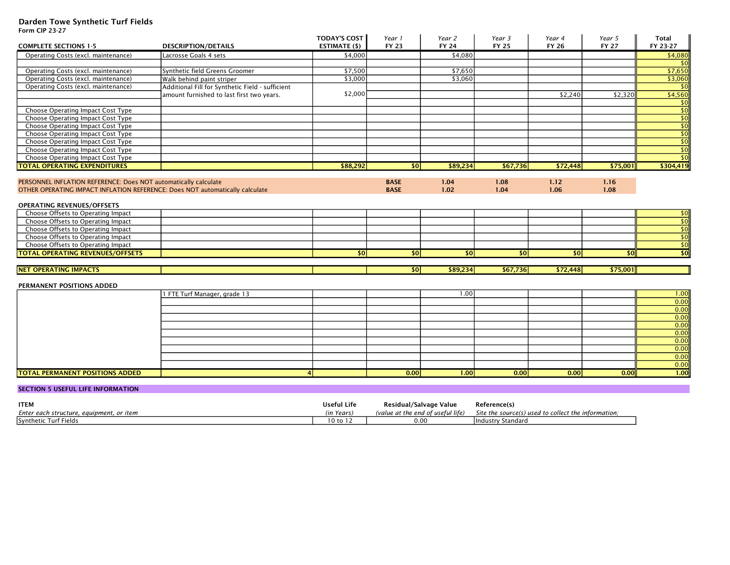**Darden Towe Synthetic Turf Fields**
**Form CIP 23-27**

| COMPLETE SECTIONS 1-5 | DESCRIPTION/DETAILS | TODAY'S COST ESTIMATE ($) | *Year 1* FY 23 | *Year 2* FY 24 | *Year 3* FY 25 | *Year 4* FY 26 | *Year 5* FY 27 | Total FY 23-27 |
|---|---|---|---|---|---|---|---|---|
| Operating Costs (excl. maintenance) | Lacrosse Goals 4 sets | $4,000 | | $4,080 | | | | $4,080 |
| | | | | | | | | $0 |
| Operating Costs (excl. maintenance) | Synthetic field Greens Groomer | $7,500 | | $7,650 | | | | $7,650 |
| Operating Costs (excl. maintenance) | Walk behind paint striper | $3,000 | | $3,060 | | | | $3,060 |
| Operating Costs (excl. maintenance) | Additional Fill for Synthetic Field - sufficient amount furnished to last first two years. | $2,000 | | | | $2,240 | $2,320 | $4,560 |
| | | | | | | | | $0 |
| Choose Operating Impact Cost Type | | | | | | | | $0 |
| Choose Operating Impact Cost Type | | | | | | | | $0 |
| Choose Operating Impact Cost Type | | | | | | | | $0 |
| Choose Operating Impact Cost Type | | | | | | | | $0 |
| Choose Operating Impact Cost Type | | | | | | | | $0 |
| Choose Operating Impact Cost Type | | | | | | | | $0 |
| Choose Operating Impact Cost Type | | | | | | | | $0 |
| **TOTAL OPERATING EXPENDITURES** | | **$88,292** | **$0** | **$89,234** | **$67,736** | **$72,448** | **$75,001** | **$304,419** |

| | | | | | | |
|---|---|---|---|---|---|---|
| PERSONNEL INFLATION REFERENCE: Does NOT automatically calculate | | **BASE** | **1.04** | **1.08** | **1.12** | **1.16** |
| OTHER OPERATING IMPACT INFLATION REFERENCE: Does NOT automatically calculate | | **BASE** | **1.02** | **1.04** | **1.06** | **1.08** |

**OPERATING REVENUES/OFFSETS**

| | | | | | | | | |
|---|---|---|---|---|---|---|---|---|
| Choose Offsets to Operating Impact | | | | | | | | $0 |
| Choose Offsets to Operating Impact | | | | | | | | $0 |
| Choose Offsets to Operating Impact | | | | | | | | $0 |
| Choose Offsets to Operating Impact | | | | | | | | $0 |
| Choose Offsets to Operating Impact | | | | | | | | $0 |
| **TOTAL OPERATING REVENUES/OFFSETS** | | **$0** | **$0** | **$0** | **$0** | **$0** | **$0** | **$0** |

| | | | | | | | | |
|---|---|---|---|---|---|---|---|---|
| **NET OPERATING IMPACTS** | | | **$0** | **$89,234** | **$67,736** | **$72,448** | **$75,001** | |

**PERMANENT POSITIONS ADDED**

| | | | | | | | | |
|---|---|---|---|---|---|---|---|---|
| | 1 FTE Turf Manager, grade 13 | | | 1.00 | | | | 1.00 |
| | | | | | | | | 0.00 |
| | | | | | | | | 0.00 |
| | | | | | | | | 0.00 |
| | | | | | | | | 0.00 |
| | | | | | | | | 0.00 |
| | | | | | | | | 0.00 |
| | | | | | | | | 0.00 |
| | | | | | | | | 0.00 |
| | | | | | | | | 0.00 |
| **TOTAL PERMANENT POSITIONS ADDED** | 4 | | **0.00** | **1.00** | **0.00** | **0.00** | **0.00** | **1.00** |

**SECTION 5 USEFUL LIFE INFORMATION**

| **ITEM** *Enter each structure, equipment, or item* | **Useful Life** *(in Years)* | **Residual/Salvage Value** *(value at the end of useful life)* | **Reference(s)** *Site the source(s) used to collect the information;* |
|---|---|---|---|
| Synthetic Turf Fields | 10 to 12 | 0.00 | Industry Standard |